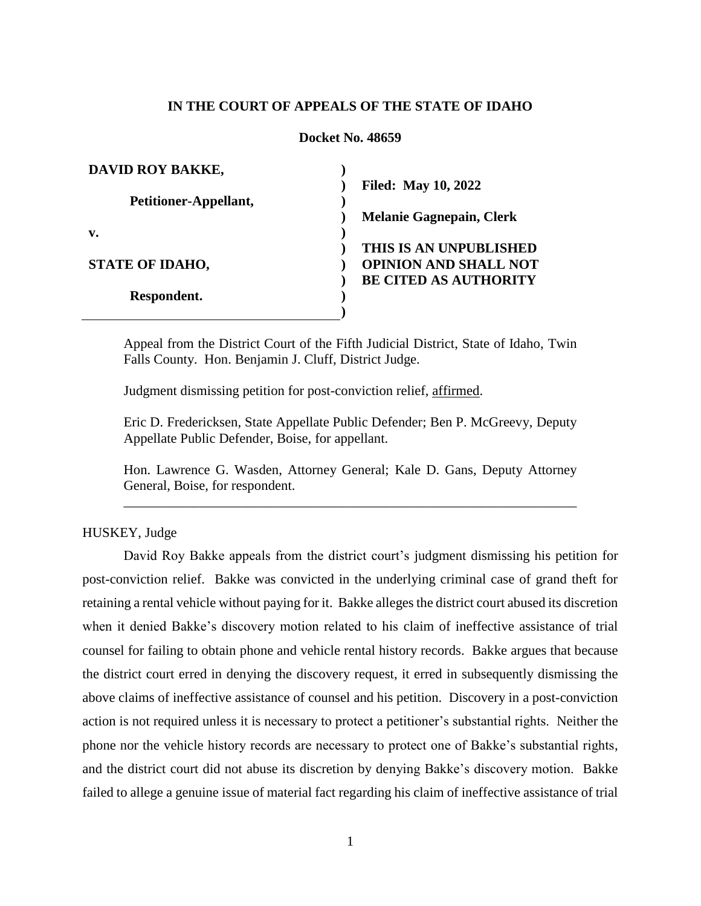**IN THE COURT OF APPEALS OF THE STATE OF IDAHO**

**Docket No. 48659**

| | |
|---|---|
| **DAVID ROY BAKKE,** | |
| **Petitioner-Appellant,** | **Filed: May 10, 2022** |
| **v.** | **Melanie Gagnepain, Clerk** |
| **STATE OF IDAHO,** | **THIS IS AN UNPUBLISHED OPINION AND SHALL NOT BE CITED AS AUTHORITY** |
| **Respondent.** | |

Appeal from the District Court of the Fifth Judicial District, State of Idaho, Twin Falls County. Hon. Benjamin J. Cluff, District Judge.

Judgment dismissing petition for post-conviction relief, affirmed.

Eric D. Fredericksen, State Appellate Public Defender; Ben P. McGreevy, Deputy Appellate Public Defender, Boise, for appellant.

Hon. Lawrence G. Wasden, Attorney General; Kale D. Gans, Deputy Attorney General, Boise, for respondent.

---

HUSKEY, Judge

David Roy Bakke appeals from the district court's judgment dismissing his petition for post-conviction relief. Bakke was convicted in the underlying criminal case of grand theft for retaining a rental vehicle without paying for it. Bakke alleges the district court abused its discretion when it denied Bakke's discovery motion related to his claim of ineffective assistance of trial counsel for failing to obtain phone and vehicle rental history records. Bakke argues that because the district court erred in denying the discovery request, it erred in subsequently dismissing the above claims of ineffective assistance of counsel and his petition. Discovery in a post-conviction action is not required unless it is necessary to protect a petitioner's substantial rights. Neither the phone nor the vehicle history records are necessary to protect one of Bakke's substantial rights, and the district court did not abuse its discretion by denying Bakke's discovery motion. Bakke failed to allege a genuine issue of material fact regarding his claim of ineffective assistance of trial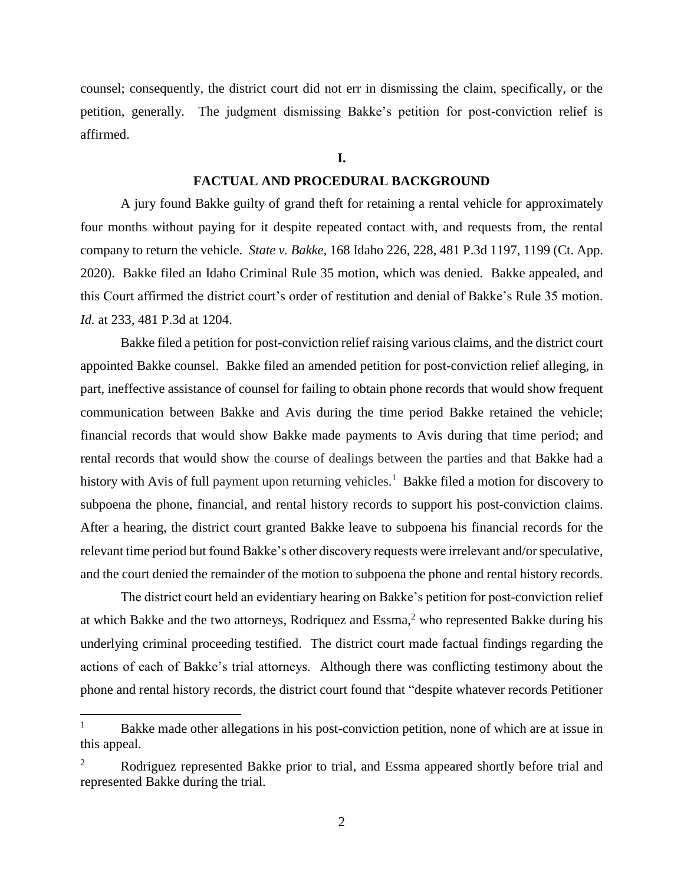counsel; consequently, the district court did not err in dismissing the claim, specifically, or the petition, generally. The judgment dismissing Bakke's petition for post-conviction relief is affirmed.

# I.

## FACTUAL AND PROCEDURAL BACKGROUND

A jury found Bakke guilty of grand theft for retaining a rental vehicle for approximately four months without paying for it despite repeated contact with, and requests from, the rental company to return the vehicle. *State v. Bakke*, 168 Idaho 226, 228, 481 P.3d 1197, 1199 (Ct. App. 2020). Bakke filed an Idaho Criminal Rule 35 motion, which was denied. Bakke appealed, and this Court affirmed the district court's order of restitution and denial of Bakke's Rule 35 motion. *Id.* at 233, 481 P.3d at 1204.

Bakke filed a petition for post-conviction relief raising various claims, and the district court appointed Bakke counsel. Bakke filed an amended petition for post-conviction relief alleging, in part, ineffective assistance of counsel for failing to obtain phone records that would show frequent communication between Bakke and Avis during the time period Bakke retained the vehicle; financial records that would show Bakke made payments to Avis during that time period; and rental records that would show the course of dealings between the parties and that Bakke had a history with Avis of full payment upon returning vehicles.[1] Bakke filed a motion for discovery to subpoena the phone, financial, and rental history records to support his post-conviction claims. After a hearing, the district court granted Bakke leave to subpoena his financial records for the relevant time period but found Bakke's other discovery requests were irrelevant and/or speculative, and the court denied the remainder of the motion to subpoena the phone and rental history records.

The district court held an evidentiary hearing on Bakke's petition for post-conviction relief at which Bakke and the two attorneys, Rodriquez and Essma,[2] who represented Bakke during his underlying criminal proceeding testified. The district court made factual findings regarding the actions of each of Bakke's trial attorneys. Although there was conflicting testimony about the phone and rental history records, the district court found that "despite whatever records Petitioner

---

[1] Bakke made other allegations in his post-conviction petition, none of which are at issue in this appeal.

[2] Rodriguez represented Bakke prior to trial, and Essma appeared shortly before trial and represented Bakke during the trial.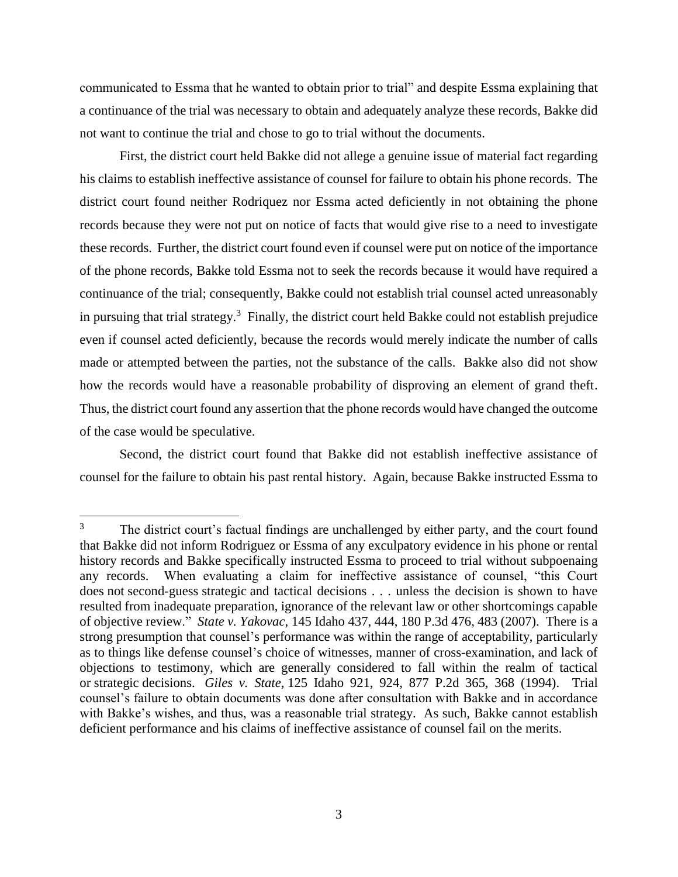communicated to Essma that he wanted to obtain prior to trial" and despite Essma explaining that a continuance of the trial was necessary to obtain and adequately analyze these records, Bakke did not want to continue the trial and chose to go to trial without the documents.

First, the district court held Bakke did not allege a genuine issue of material fact regarding his claims to establish ineffective assistance of counsel for failure to obtain his phone records. The district court found neither Rodriquez nor Essma acted deficiently in not obtaining the phone records because they were not put on notice of facts that would give rise to a need to investigate these records. Further, the district court found even if counsel were put on notice of the importance of the phone records, Bakke told Essma not to seek the records because it would have required a continuance of the trial; consequently, Bakke could not establish trial counsel acted unreasonably in pursuing that trial strategy.[3] Finally, the district court held Bakke could not establish prejudice even if counsel acted deficiently, because the records would merely indicate the number of calls made or attempted between the parties, not the substance of the calls. Bakke also did not show how the records would have a reasonable probability of disproving an element of grand theft. Thus, the district court found any assertion that the phone records would have changed the outcome of the case would be speculative.

Second, the district court found that Bakke did not establish ineffective assistance of counsel for the failure to obtain his past rental history. Again, because Bakke instructed Essma to

---

[3] The district court's factual findings are unchallenged by either party, and the court found that Bakke did not inform Rodriguez or Essma of any exculpatory evidence in his phone or rental history records and Bakke specifically instructed Essma to proceed to trial without subpoenaing any records. When evaluating a claim for ineffective assistance of counsel, "this Court does not second-guess strategic and tactical decisions . . . unless the decision is shown to have resulted from inadequate preparation, ignorance of the relevant law or other shortcomings capable of objective review." *State v. Yakovac*, 145 Idaho 437, 444, 180 P.3d 476, 483 (2007). There is a strong presumption that counsel's performance was within the range of acceptability, particularly as to things like defense counsel's choice of witnesses, manner of cross-examination, and lack of objections to testimony, which are generally considered to fall within the realm of tactical or strategic decisions. *Giles v. State*, 125 Idaho 921, 924, 877 P.2d 365, 368 (1994). Trial counsel's failure to obtain documents was done after consultation with Bakke and in accordance with Bakke's wishes, and thus, was a reasonable trial strategy. As such, Bakke cannot establish deficient performance and his claims of ineffective assistance of counsel fail on the merits.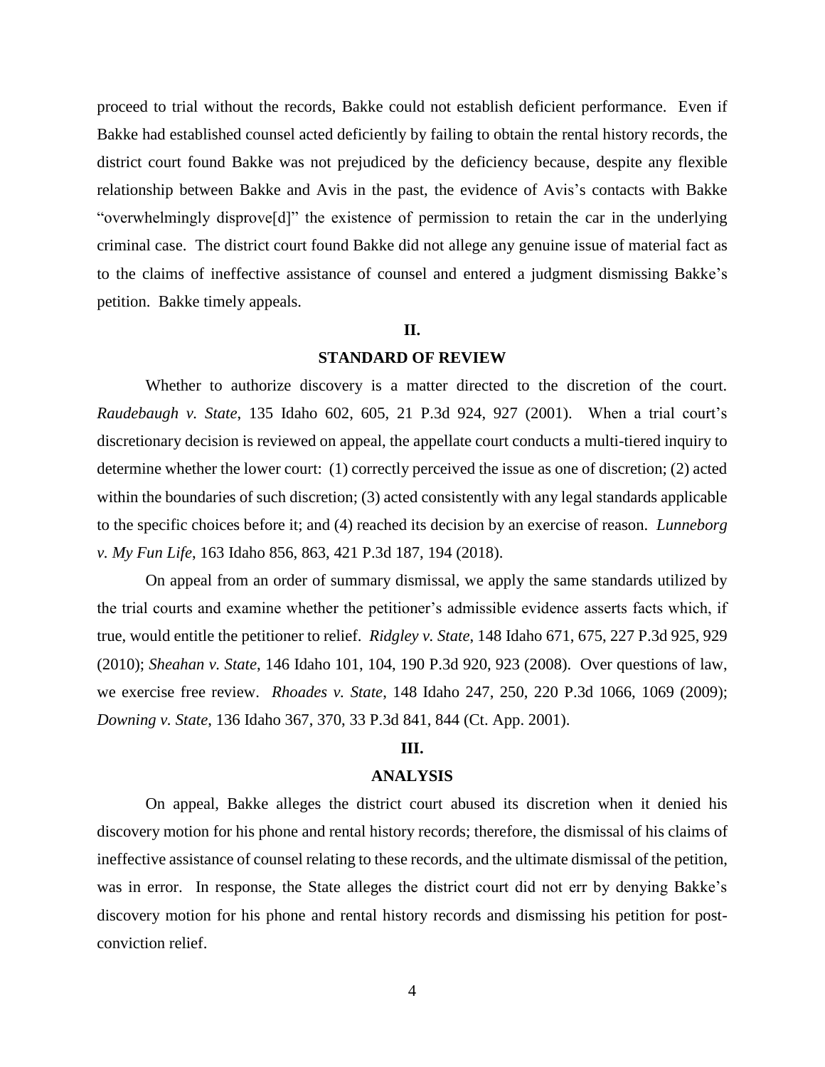proceed to trial without the records, Bakke could not establish deficient performance. Even if Bakke had established counsel acted deficiently by failing to obtain the rental history records, the district court found Bakke was not prejudiced by the deficiency because, despite any flexible relationship between Bakke and Avis in the past, the evidence of Avis's contacts with Bakke "overwhelmingly disprove[d]" the existence of permission to retain the car in the underlying criminal case. The district court found Bakke did not allege any genuine issue of material fact as to the claims of ineffective assistance of counsel and entered a judgment dismissing Bakke's petition. Bakke timely appeals.

## II.

## STANDARD OF REVIEW

Whether to authorize discovery is a matter directed to the discretion of the court. *Raudebaugh v. State*, 135 Idaho 602, 605, 21 P.3d 924, 927 (2001). When a trial court's discretionary decision is reviewed on appeal, the appellate court conducts a multi-tiered inquiry to determine whether the lower court: (1) correctly perceived the issue as one of discretion; (2) acted within the boundaries of such discretion; (3) acted consistently with any legal standards applicable to the specific choices before it; and (4) reached its decision by an exercise of reason. *Lunneborg v. My Fun Life*, 163 Idaho 856, 863, 421 P.3d 187, 194 (2018).

On appeal from an order of summary dismissal, we apply the same standards utilized by the trial courts and examine whether the petitioner's admissible evidence asserts facts which, if true, would entitle the petitioner to relief. *Ridgley v. State*, 148 Idaho 671, 675, 227 P.3d 925, 929 (2010); *Sheahan v. State*, 146 Idaho 101, 104, 190 P.3d 920, 923 (2008). Over questions of law, we exercise free review. *Rhoades v. State*, 148 Idaho 247, 250, 220 P.3d 1066, 1069 (2009); *Downing v. State*, 136 Idaho 367, 370, 33 P.3d 841, 844 (Ct. App. 2001).

## III.

## ANALYSIS

On appeal, Bakke alleges the district court abused its discretion when it denied his discovery motion for his phone and rental history records; therefore, the dismissal of his claims of ineffective assistance of counsel relating to these records, and the ultimate dismissal of the petition, was in error. In response, the State alleges the district court did not err by denying Bakke's discovery motion for his phone and rental history records and dismissing his petition for post-conviction relief.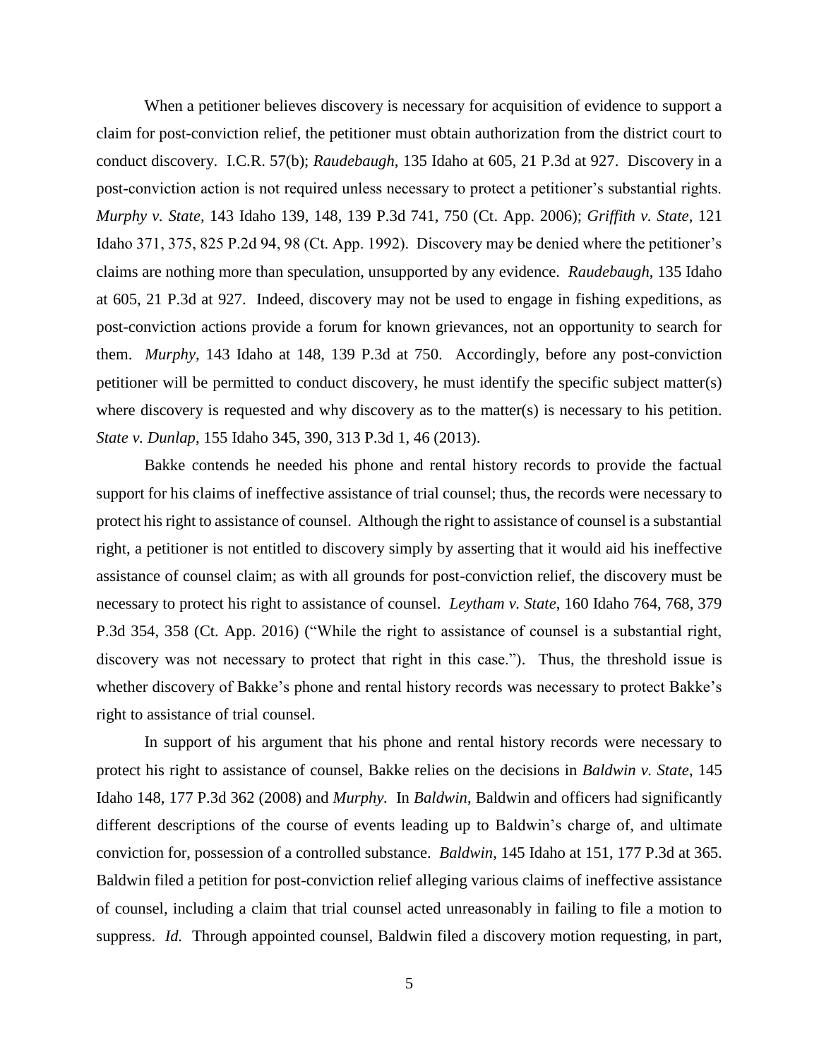When a petitioner believes discovery is necessary for acquisition of evidence to support a claim for post-conviction relief, the petitioner must obtain authorization from the district court to conduct discovery. I.C.R. 57(b); *Raudebaugh*, 135 Idaho at 605, 21 P.3d at 927. Discovery in a post-conviction action is not required unless necessary to protect a petitioner's substantial rights. *Murphy v. State*, 143 Idaho 139, 148, 139 P.3d 741, 750 (Ct. App. 2006); *Griffith v. State*, 121 Idaho 371, 375, 825 P.2d 94, 98 (Ct. App. 1992). Discovery may be denied where the petitioner's claims are nothing more than speculation, unsupported by any evidence. *Raudebaugh*, 135 Idaho at 605, 21 P.3d at 927. Indeed, discovery may not be used to engage in fishing expeditions, as post-conviction actions provide a forum for known grievances, not an opportunity to search for them. *Murphy*, 143 Idaho at 148, 139 P.3d at 750. Accordingly, before any post-conviction petitioner will be permitted to conduct discovery, he must identify the specific subject matter(s) where discovery is requested and why discovery as to the matter(s) is necessary to his petition. *State v. Dunlap*, 155 Idaho 345, 390, 313 P.3d 1, 46 (2013).

Bakke contends he needed his phone and rental history records to provide the factual support for his claims of ineffective assistance of trial counsel; thus, the records were necessary to protect his right to assistance of counsel. Although the right to assistance of counsel is a substantial right, a petitioner is not entitled to discovery simply by asserting that it would aid his ineffective assistance of counsel claim; as with all grounds for post-conviction relief, the discovery must be necessary to protect his right to assistance of counsel. *Leytham v. State*, 160 Idaho 764, 768, 379 P.3d 354, 358 (Ct. App. 2016) ("While the right to assistance of counsel is a substantial right, discovery was not necessary to protect that right in this case."). Thus, the threshold issue is whether discovery of Bakke's phone and rental history records was necessary to protect Bakke's right to assistance of trial counsel.

In support of his argument that his phone and rental history records were necessary to protect his right to assistance of counsel, Bakke relies on the decisions in *Baldwin v. State*, 145 Idaho 148, 177 P.3d 362 (2008) and *Murphy*. In *Baldwin*, Baldwin and officers had significantly different descriptions of the course of events leading up to Baldwin's charge of, and ultimate conviction for, possession of a controlled substance. *Baldwin*, 145 Idaho at 151, 177 P.3d at 365. Baldwin filed a petition for post-conviction relief alleging various claims of ineffective assistance of counsel, including a claim that trial counsel acted unreasonably in failing to file a motion to suppress. *Id.* Through appointed counsel, Baldwin filed a discovery motion requesting, in part,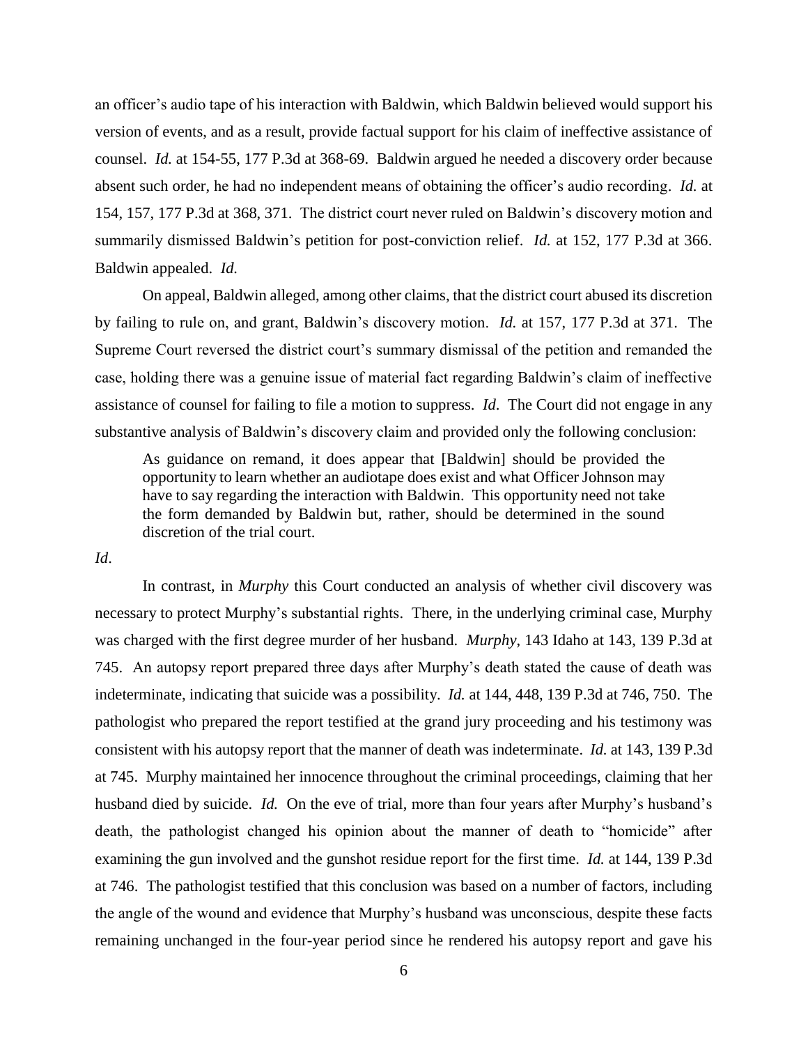an officer's audio tape of his interaction with Baldwin, which Baldwin believed would support his version of events, and as a result, provide factual support for his claim of ineffective assistance of counsel. *Id.* at 154-55, 177 P.3d at 368-69. Baldwin argued he needed a discovery order because absent such order, he had no independent means of obtaining the officer's audio recording. *Id.* at 154, 157, 177 P.3d at 368, 371. The district court never ruled on Baldwin's discovery motion and summarily dismissed Baldwin's petition for post-conviction relief. *Id.* at 152, 177 P.3d at 366. Baldwin appealed. *Id.*

On appeal, Baldwin alleged, among other claims, that the district court abused its discretion by failing to rule on, and grant, Baldwin's discovery motion. *Id.* at 157, 177 P.3d at 371. The Supreme Court reversed the district court's summary dismissal of the petition and remanded the case, holding there was a genuine issue of material fact regarding Baldwin's claim of ineffective assistance of counsel for failing to file a motion to suppress. *Id*. The Court did not engage in any substantive analysis of Baldwin's discovery claim and provided only the following conclusion:

> As guidance on remand, it does appear that [Baldwin] should be provided the opportunity to learn whether an audiotape does exist and what Officer Johnson may have to say regarding the interaction with Baldwin. This opportunity need not take the form demanded by Baldwin but, rather, should be determined in the sound discretion of the trial court.

*Id*.

In contrast, in *Murphy* this Court conducted an analysis of whether civil discovery was necessary to protect Murphy's substantial rights. There, in the underlying criminal case, Murphy was charged with the first degree murder of her husband. *Murphy*, 143 Idaho at 143, 139 P.3d at 745. An autopsy report prepared three days after Murphy's death stated the cause of death was indeterminate, indicating that suicide was a possibility. *Id.* at 144, 448, 139 P.3d at 746, 750. The pathologist who prepared the report testified at the grand jury proceeding and his testimony was consistent with his autopsy report that the manner of death was indeterminate. *Id.* at 143, 139 P.3d at 745. Murphy maintained her innocence throughout the criminal proceedings, claiming that her husband died by suicide. *Id.* On the eve of trial, more than four years after Murphy's husband's death, the pathologist changed his opinion about the manner of death to "homicide" after examining the gun involved and the gunshot residue report for the first time. *Id.* at 144, 139 P.3d at 746. The pathologist testified that this conclusion was based on a number of factors, including the angle of the wound and evidence that Murphy's husband was unconscious, despite these facts remaining unchanged in the four-year period since he rendered his autopsy report and gave his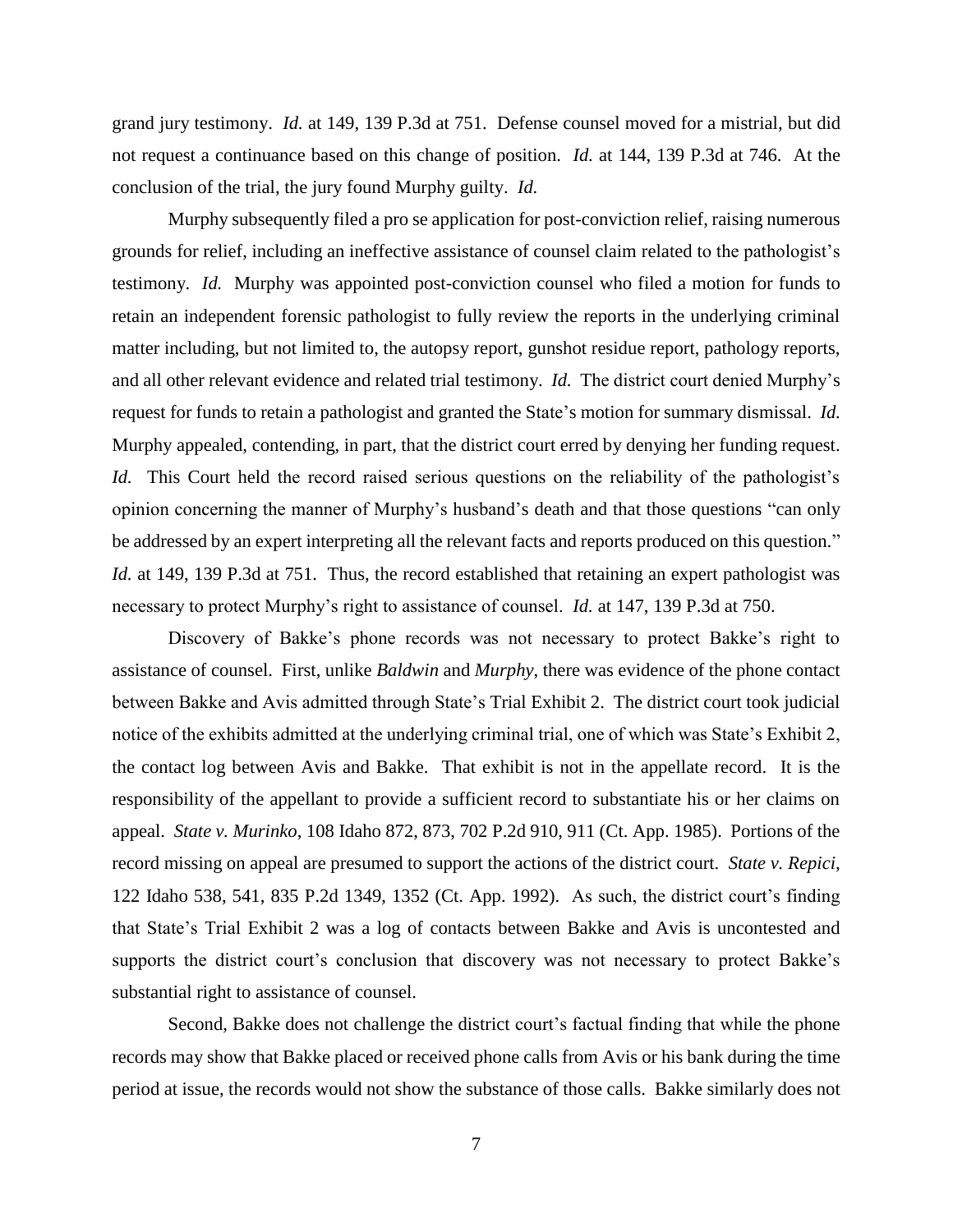grand jury testimony. *Id.* at 149, 139 P.3d at 751. Defense counsel moved for a mistrial, but did not request a continuance based on this change of position. *Id.* at 144, 139 P.3d at 746. At the conclusion of the trial, the jury found Murphy guilty. *Id.*

Murphy subsequently filed a pro se application for post-conviction relief, raising numerous grounds for relief, including an ineffective assistance of counsel claim related to the pathologist's testimony. *Id.* Murphy was appointed post-conviction counsel who filed a motion for funds to retain an independent forensic pathologist to fully review the reports in the underlying criminal matter including, but not limited to, the autopsy report, gunshot residue report, pathology reports, and all other relevant evidence and related trial testimony. *Id.* The district court denied Murphy's request for funds to retain a pathologist and granted the State's motion for summary dismissal. *Id.* Murphy appealed, contending, in part, that the district court erred by denying her funding request. *Id.* This Court held the record raised serious questions on the reliability of the pathologist's opinion concerning the manner of Murphy's husband's death and that those questions "can only be addressed by an expert interpreting all the relevant facts and reports produced on this question." *Id.* at 149, 139 P.3d at 751. Thus, the record established that retaining an expert pathologist was necessary to protect Murphy's right to assistance of counsel. *Id.* at 147, 139 P.3d at 750.

Discovery of Bakke's phone records was not necessary to protect Bakke's right to assistance of counsel. First, unlike *Baldwin* and *Murphy*, there was evidence of the phone contact between Bakke and Avis admitted through State's Trial Exhibit 2. The district court took judicial notice of the exhibits admitted at the underlying criminal trial, one of which was State's Exhibit 2, the contact log between Avis and Bakke. That exhibit is not in the appellate record. It is the responsibility of the appellant to provide a sufficient record to substantiate his or her claims on appeal. *State v. Murinko*, 108 Idaho 872, 873, 702 P.2d 910, 911 (Ct. App. 1985). Portions of the record missing on appeal are presumed to support the actions of the district court. *State v. Repici*, 122 Idaho 538, 541, 835 P.2d 1349, 1352 (Ct. App. 1992). As such, the district court's finding that State's Trial Exhibit 2 was a log of contacts between Bakke and Avis is uncontested and supports the district court's conclusion that discovery was not necessary to protect Bakke's substantial right to assistance of counsel.

Second, Bakke does not challenge the district court's factual finding that while the phone records may show that Bakke placed or received phone calls from Avis or his bank during the time period at issue, the records would not show the substance of those calls. Bakke similarly does not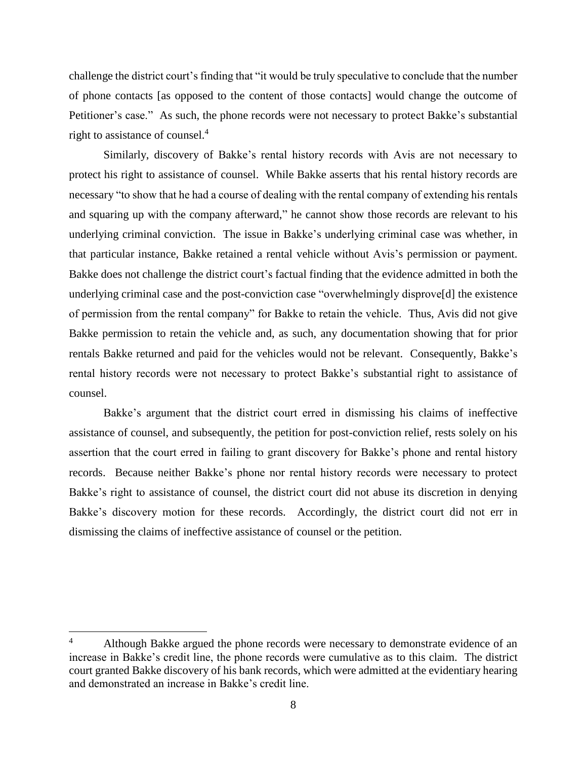challenge the district court's finding that "it would be truly speculative to conclude that the number of phone contacts [as opposed to the content of those contacts] would change the outcome of Petitioner's case." As such, the phone records were not necessary to protect Bakke's substantial right to assistance of counsel.[4]

Similarly, discovery of Bakke's rental history records with Avis are not necessary to protect his right to assistance of counsel. While Bakke asserts that his rental history records are necessary "to show that he had a course of dealing with the rental company of extending his rentals and squaring up with the company afterward," he cannot show those records are relevant to his underlying criminal conviction. The issue in Bakke's underlying criminal case was whether, in that particular instance, Bakke retained a rental vehicle without Avis's permission or payment. Bakke does not challenge the district court's factual finding that the evidence admitted in both the underlying criminal case and the post-conviction case "overwhelmingly disprove[d] the existence of permission from the rental company" for Bakke to retain the vehicle. Thus, Avis did not give Bakke permission to retain the vehicle and, as such, any documentation showing that for prior rentals Bakke returned and paid for the vehicles would not be relevant. Consequently, Bakke's rental history records were not necessary to protect Bakke's substantial right to assistance of counsel.

Bakke's argument that the district court erred in dismissing his claims of ineffective assistance of counsel, and subsequently, the petition for post-conviction relief, rests solely on his assertion that the court erred in failing to grant discovery for Bakke's phone and rental history records. Because neither Bakke's phone nor rental history records were necessary to protect Bakke's right to assistance of counsel, the district court did not abuse its discretion in denying Bakke's discovery motion for these records. Accordingly, the district court did not err in dismissing the claims of ineffective assistance of counsel or the petition.

---

[4] Although Bakke argued the phone records were necessary to demonstrate evidence of an increase in Bakke's credit line, the phone records were cumulative as to this claim. The district court granted Bakke discovery of his bank records, which were admitted at the evidentiary hearing and demonstrated an increase in Bakke's credit line.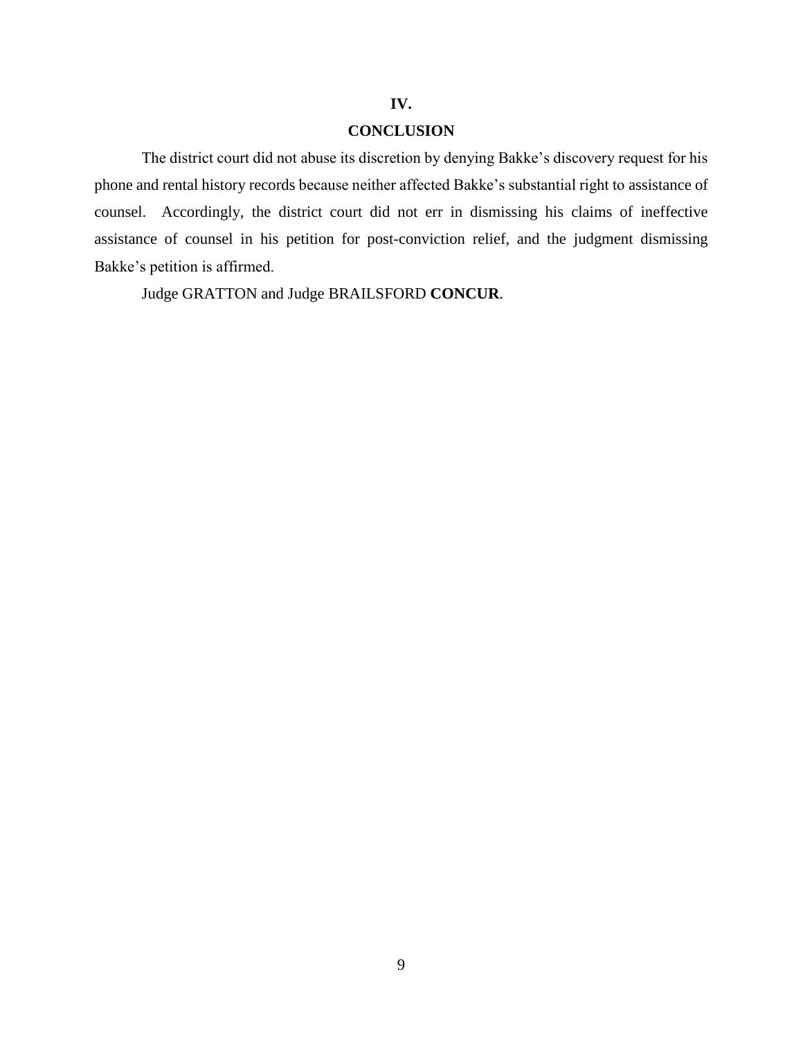## IV.

## CONCLUSION

The district court did not abuse its discretion by denying Bakke's discovery request for his phone and rental history records because neither affected Bakke's substantial right to assistance of counsel. Accordingly, the district court did not err in dismissing his claims of ineffective assistance of counsel in his petition for post-conviction relief, and the judgment dismissing Bakke's petition is affirmed.

Judge GRATTON and Judge BRAILSFORD **CONCUR**.